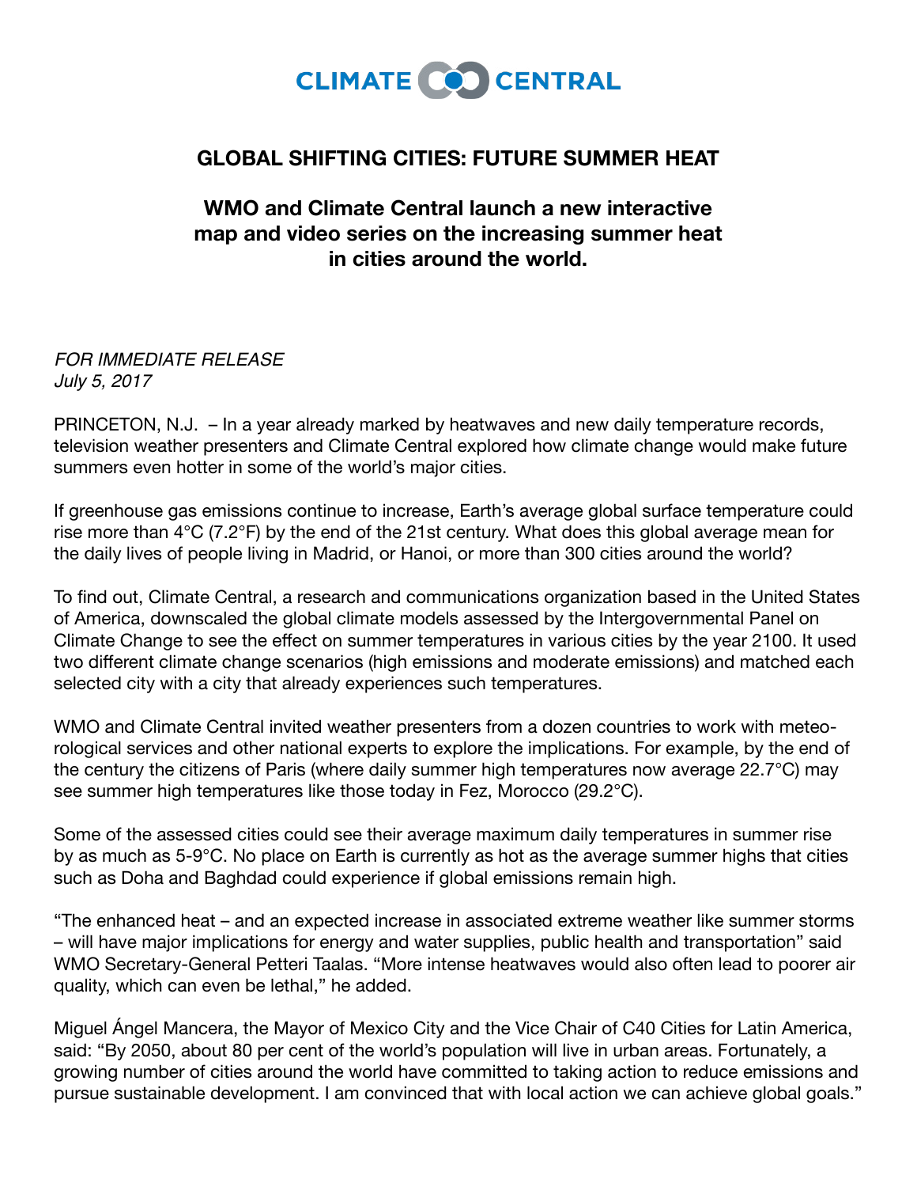CLIMATE CENTRAL

# GLOBAL SHIFTING CITIES: FUTURE SUMMER HEAT

## WMO and Climate Central launch a new interactive map and video series on the increasing summer heat in cities around the world.

*FOR IMMEDIATE RELEASE*
*July 5, 2017*

PRINCETON, N.J. – In a year already marked by heatwaves and new daily temperature records, television weather presenters and Climate Central explored how climate change would make future summers even hotter in some of the world's major cities.

If greenhouse gas emissions continue to increase, Earth's average global surface temperature could rise more than 4°C (7.2°F) by the end of the 21st century. What does this global average mean for the daily lives of people living in Madrid, or Hanoi, or more than 300 cities around the world?

To find out, Climate Central, a research and communications organization based in the United States of America, downscaled the global climate models assessed by the Intergovernmental Panel on Climate Change to see the effect on summer temperatures in various cities by the year 2100. It used two different climate change scenarios (high emissions and moderate emissions) and matched each selected city with a city that already experiences such temperatures.

WMO and Climate Central invited weather presenters from a dozen countries to work with meteorological services and other national experts to explore the implications. For example, by the end of the century the citizens of Paris (where daily summer high temperatures now average 22.7°C) may see summer high temperatures like those today in Fez, Morocco (29.2°C).

Some of the assessed cities could see their average maximum daily temperatures in summer rise by as much as 5-9°C. No place on Earth is currently as hot as the average summer highs that cities such as Doha and Baghdad could experience if global emissions remain high.

"The enhanced heat – and an expected increase in associated extreme weather like summer storms – will have major implications for energy and water supplies, public health and transportation" said WMO Secretary-General Petteri Taalas. "More intense heatwaves would also often lead to poorer air quality, which can even be lethal," he added.

Miguel Ángel Mancera, the Mayor of Mexico City and the Vice Chair of C40 Cities for Latin America, said: "By 2050, about 80 per cent of the world's population will live in urban areas. Fortunately, a growing number of cities around the world have committed to taking action to reduce emissions and pursue sustainable development. I am convinced that with local action we can achieve global goals."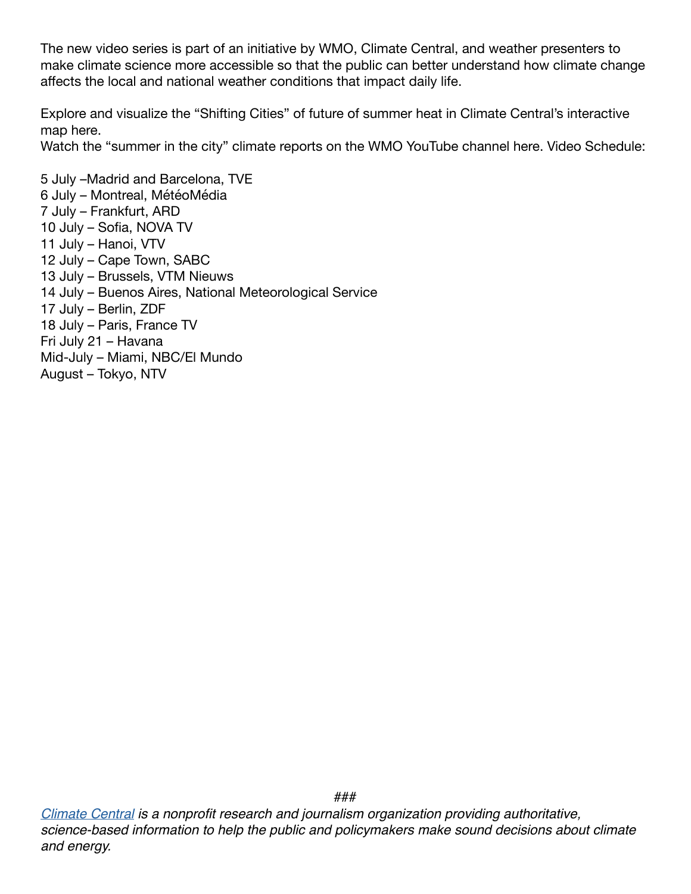The new video series is part of an initiative by WMO, Climate Central, and weather presenters to make climate science more accessible so that the public can better understand how climate change affects the local and national weather conditions that impact daily life.

Explore and visualize the "Shifting Cities" of future of summer heat in Climate Central's interactive map here.
Watch the "summer in the city" climate reports on the WMO YouTube channel here. Video Schedule:

5 July –Madrid and Barcelona, TVE
6 July – Montreal, MétéoMédia
7 July – Frankfurt, ARD
10 July – Sofia, NOVA TV
11 July – Hanoi, VTV
12 July – Cape Town, SABC
13 July – Brussels, VTM Nieuws
14 July – Buenos Aires, National Meteorological Service
17 July – Berlin, ZDF
18 July – Paris, France TV
Fri July 21 – Havana
Mid-July – Miami, NBC/El Mundo
August – Tokyo, NTV

*###*

*Climate Central is a nonprofit research and journalism organization providing authoritative, science-based information to help the public and policymakers make sound decisions about climate and energy.*